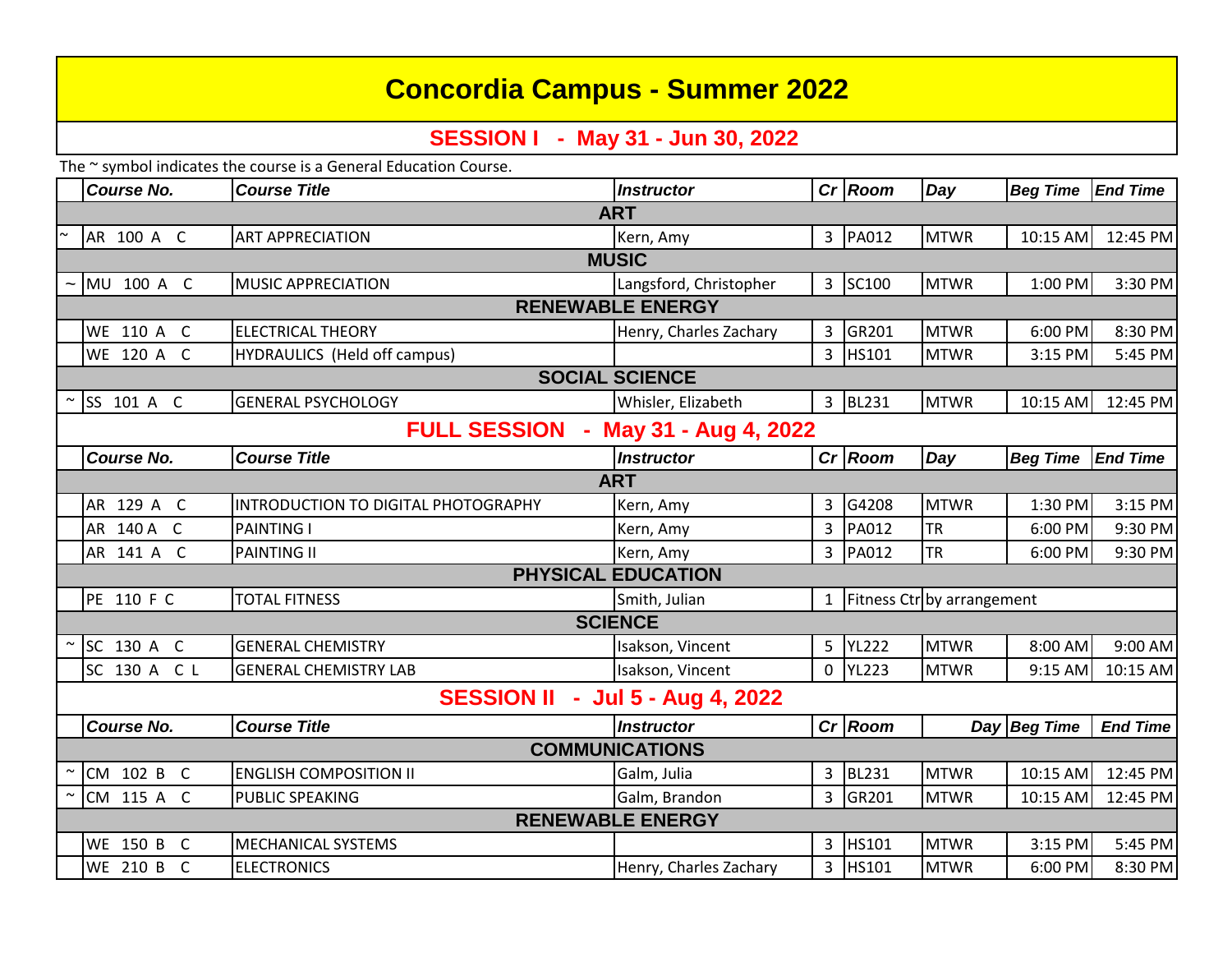# Concordia Campus - Summer 2022

## SESSION I - May 31 - Jun 30, 2022

The ~ symbol indicates the course is a General Education Course.

| | Course No. | Course Title | Instructor | Cr | Room | Day | Beg Time | End Time |
|---|---|---|---|---|---|---|---|---|
| | | | **ART** | | | | | |
| ~ | AR 100 A C | ART APPRECIATION | Kern, Amy | 3 | PA012 | MTWR | 10:15 AM | 12:45 PM |
| | | | **MUSIC** | | | | | |
| ~ | MU 100 A C | MUSIC APPRECIATION | Langsford, Christopher | 3 | SC100 | MTWR | 1:00 PM | 3:30 PM |
| | | | **RENEWABLE ENERGY** | | | | | |
| | WE 110 A C | ELECTRICAL THEORY | Henry, Charles Zachary | 3 | GR201 | MTWR | 6:00 PM | 8:30 PM |
| | WE 120 A C | HYDRAULICS (Held off campus) | | 3 | HS101 | MTWR | 3:15 PM | 5:45 PM |
| | | | **SOCIAL SCIENCE** | | | | | |
| ~ | SS 101 A C | GENERAL PSYCHOLOGY | Whisler, Elizabeth | 3 | BL231 | MTWR | 10:15 AM | 12:45 PM |

## FULL SESSION - May 31 - Aug 4, 2022

| | Course No. | Course Title | Instructor | Cr | Room | Day | Beg Time | End Time |
|---|---|---|---|---|---|---|---|---|
| | | | **ART** | | | | | |
| | AR 129 A C | INTRODUCTION TO DIGITAL PHOTOGRAPHY | Kern, Amy | 3 | G4208 | MTWR | 1:30 PM | 3:15 PM |
| | AR 140 A C | PAINTING I | Kern, Amy | 3 | PA012 | TR | 6:00 PM | 9:30 PM |
| | AR 141 A C | PAINTING II | Kern, Amy | 3 | PA012 | TR | 6:00 PM | 9:30 PM |
| | | | **PHYSICAL EDUCATION** | | | | | |
| | PE 110 F C | TOTAL FITNESS | Smith, Julian | 1 | Fitness Ctr | by arrangement | | |
| | | | **SCIENCE** | | | | | |
| ~ | SC 130 A C | GENERAL CHEMISTRY | Isakson, Vincent | 5 | YL222 | MTWR | 8:00 AM | 9:00 AM |
| | SC 130 A C L | GENERAL CHEMISTRY LAB | Isakson, Vincent | 0 | YL223 | MTWR | 9:15 AM | 10:15 AM |

## SESSION II - Jul 5 - Aug 4, 2022

| | Course No. | Course Title | Instructor | Cr | Room | Day | Beg Time | End Time |
|---|---|---|---|---|---|---|---|---|
| | | | **COMMUNICATIONS** | | | | | |
| ~ | CM 102 B C | ENGLISH COMPOSITION II | Galm, Julia | 3 | BL231 | MTWR | 10:15 AM | 12:45 PM |
| ~ | CM 115 A C | PUBLIC SPEAKING | Galm, Brandon | 3 | GR201 | MTWR | 10:15 AM | 12:45 PM |
| | | | **RENEWABLE ENERGY** | | | | | |
| | WE 150 B C | MECHANICAL SYSTEMS | | 3 | HS101 | MTWR | 3:15 PM | 5:45 PM |
| | WE 210 B C | ELECTRONICS | Henry, Charles Zachary | 3 | HS101 | MTWR | 6:00 PM | 8:30 PM |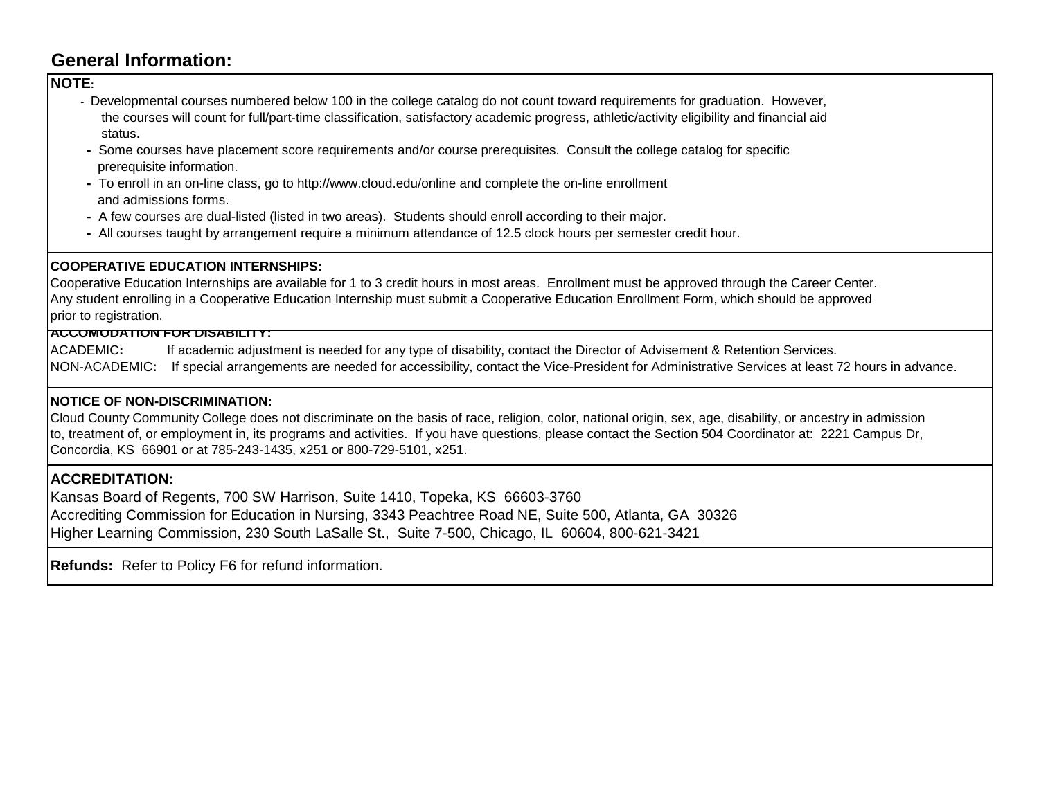## General Information:

**NOTE**:

- Developmental courses numbered below 100 in the college catalog do not count toward requirements for graduation. However, the courses will count for full/part-time classification, satisfactory academic progress, athletic/activity eligibility and financial aid status.
- Some courses have placement score requirements and/or course prerequisites. Consult the college catalog for specific prerequisite information.
- To enroll in an on-line class, go to http://www.cloud.edu/online and complete the on-line enrollment and admissions forms.
- A few courses are dual-listed (listed in two areas). Students should enroll according to their major.
- All courses taught by arrangement require a minimum attendance of 12.5 clock hours per semester credit hour.

**COOPERATIVE EDUCATION INTERNSHIPS:**

Cooperative Education Internships are available for 1 to 3 credit hours in most areas. Enrollment must be approved through the Career Center. Any student enrolling in a Cooperative Education Internship must submit a Cooperative Education Enrollment Form, which should be approved prior to registration.

**ACCOMODATION FOR DISABILITY:**

ACADEMIC**:** If academic adjustment is needed for any type of disability, contact the Director of Advisement & Retention Services.

NON-ACADEMIC**:** If special arrangements are needed for accessibility, contact the Vice-President for Administrative Services at least 72 hours in advance.

**NOTICE OF NON-DISCRIMINATION:**

Cloud County Community College does not discriminate on the basis of race, religion, color, national origin, sex, age, disability, or ancestry in admission to, treatment of, or employment in, its programs and activities. If you have questions, please contact the Section 504 Coordinator at: 2221 Campus Dr, Concordia, KS 66901 or at 785-243-1435, x251 or 800-729-5101, x251.

**ACCREDITATION:**

Kansas Board of Regents, 700 SW Harrison, Suite 1410, Topeka, KS 66603-3760
Accrediting Commission for Education in Nursing, 3343 Peachtree Road NE, Suite 500, Atlanta, GA 30326
Higher Learning Commission, 230 South LaSalle St., Suite 7-500, Chicago, IL 60604, 800-621-3421

**Refunds:** Refer to Policy F6 for refund information.